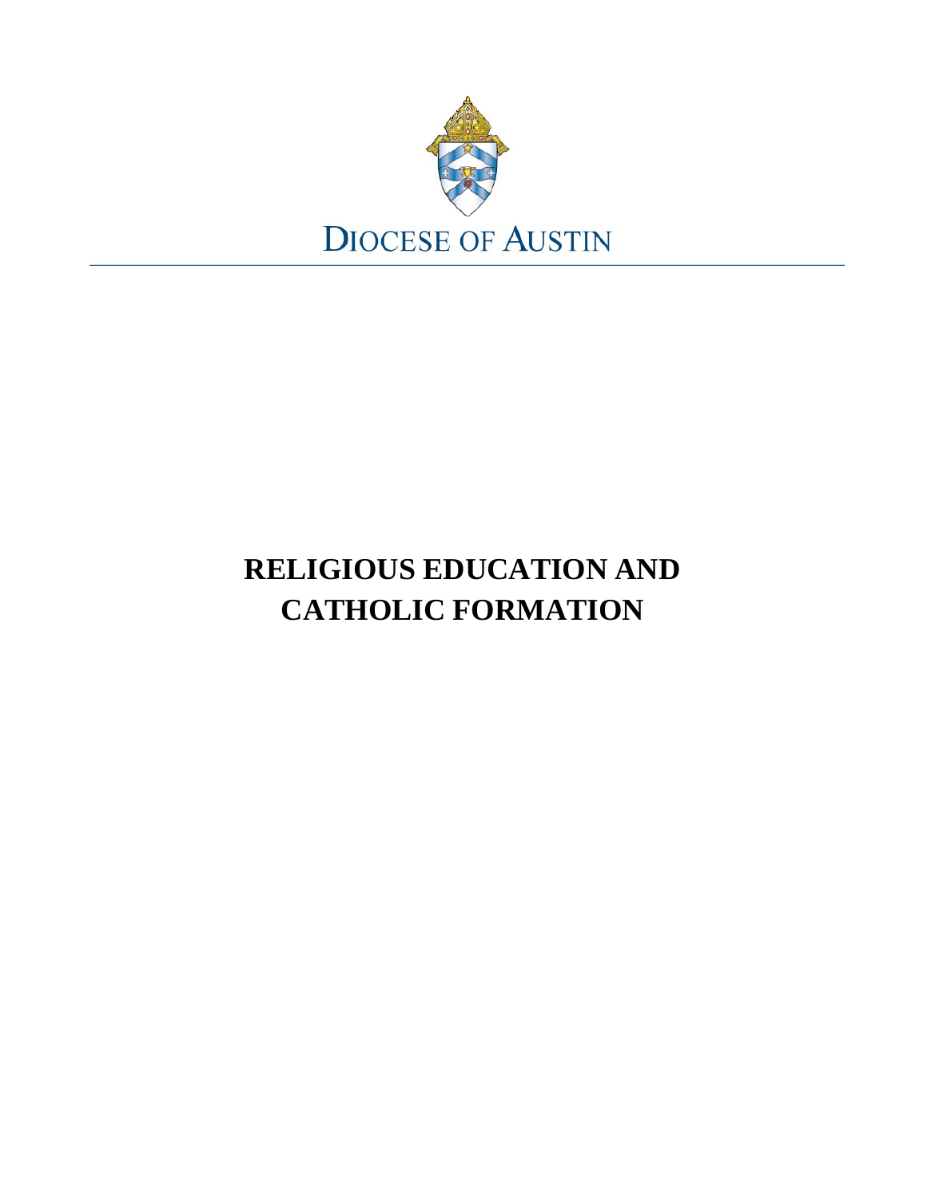DIOCESE OF AUSTIN

# RELIGIOUS EDUCATION AND CATHOLIC FORMATION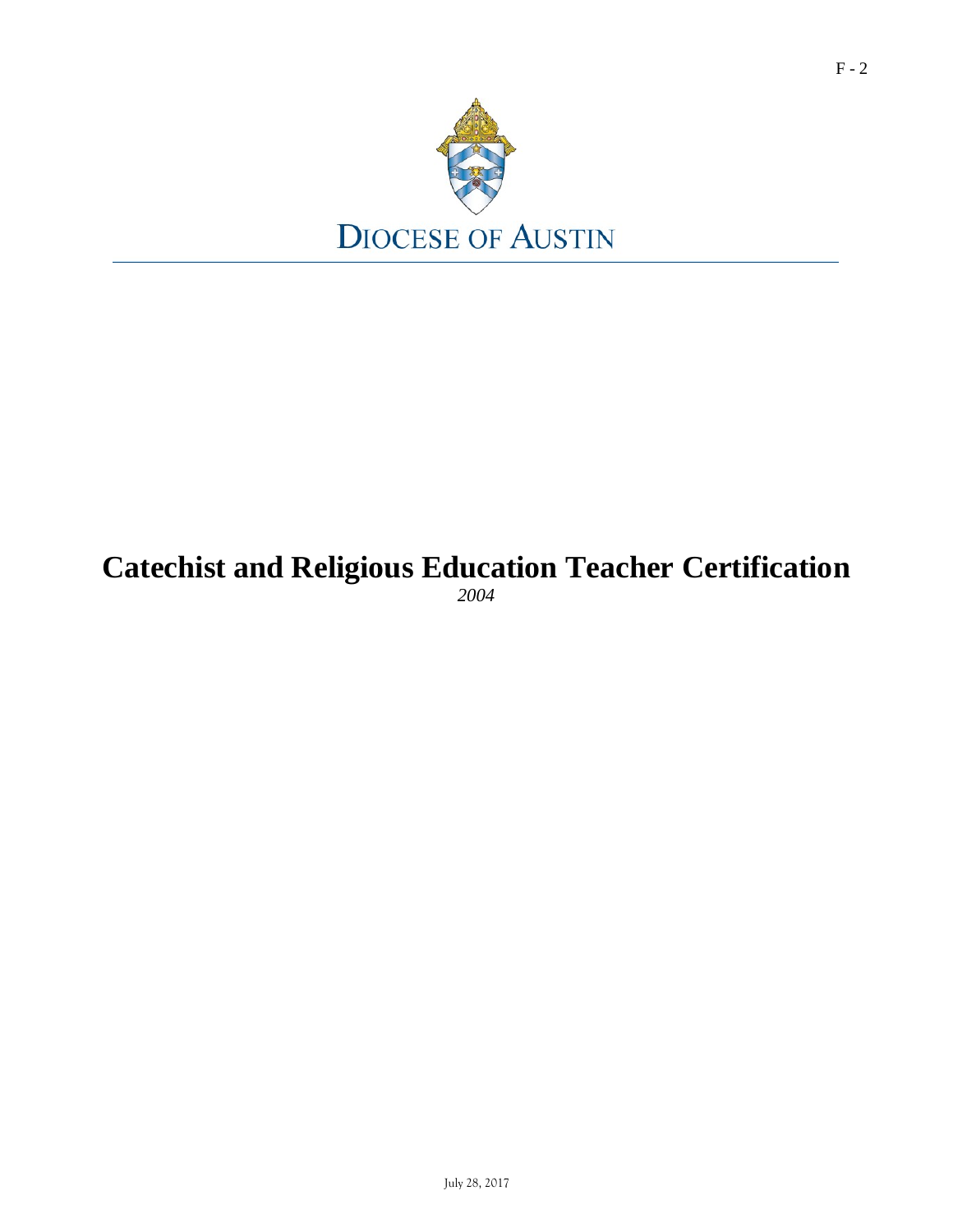DIOCESE OF AUSTIN

# Catechist and Religious Education Teacher Certification

*2004*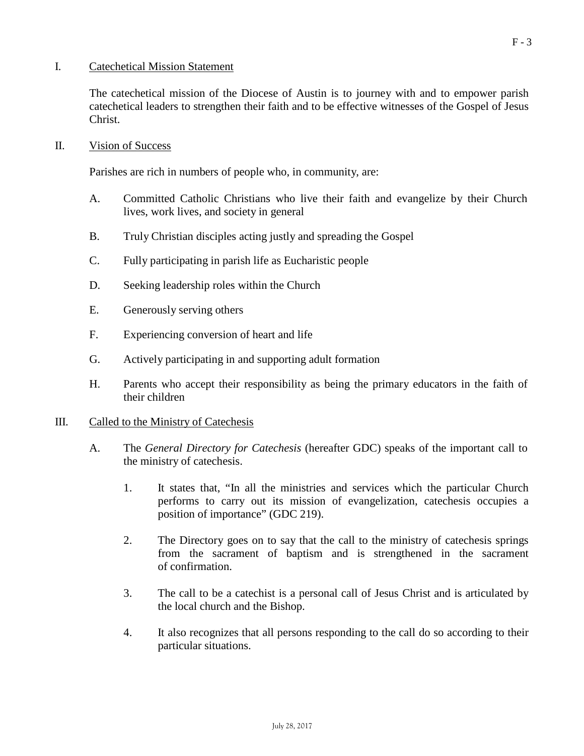## I. Catechetical Mission Statement

The catechetical mission of the Diocese of Austin is to journey with and to empower parish catechetical leaders to strengthen their faith and to be effective witnesses of the Gospel of Jesus Christ.

## II. Vision of Success

Parishes are rich in numbers of people who, in community, are:

A. Committed Catholic Christians who live their faith and evangelize by their Church lives, work lives, and society in general

B. Truly Christian disciples acting justly and spreading the Gospel

C. Fully participating in parish life as Eucharistic people

D. Seeking leadership roles within the Church

E. Generously serving others

F. Experiencing conversion of heart and life

G. Actively participating in and supporting adult formation

H. Parents who accept their responsibility as being the primary educators in the faith of their children

## III. Called to the Ministry of Catechesis

A. The *General Directory for Catechesis* (hereafter GDC) speaks of the important call to the ministry of catechesis.

1. It states that, "In all the ministries and services which the particular Church performs to carry out its mission of evangelization, catechesis occupies a position of importance" (GDC 219).

2. The Directory goes on to say that the call to the ministry of catechesis springs from the sacrament of baptism and is strengthened in the sacrament of confirmation.

3. The call to be a catechist is a personal call of Jesus Christ and is articulated by the local church and the Bishop.

4. It also recognizes that all persons responding to the call do so according to their particular situations.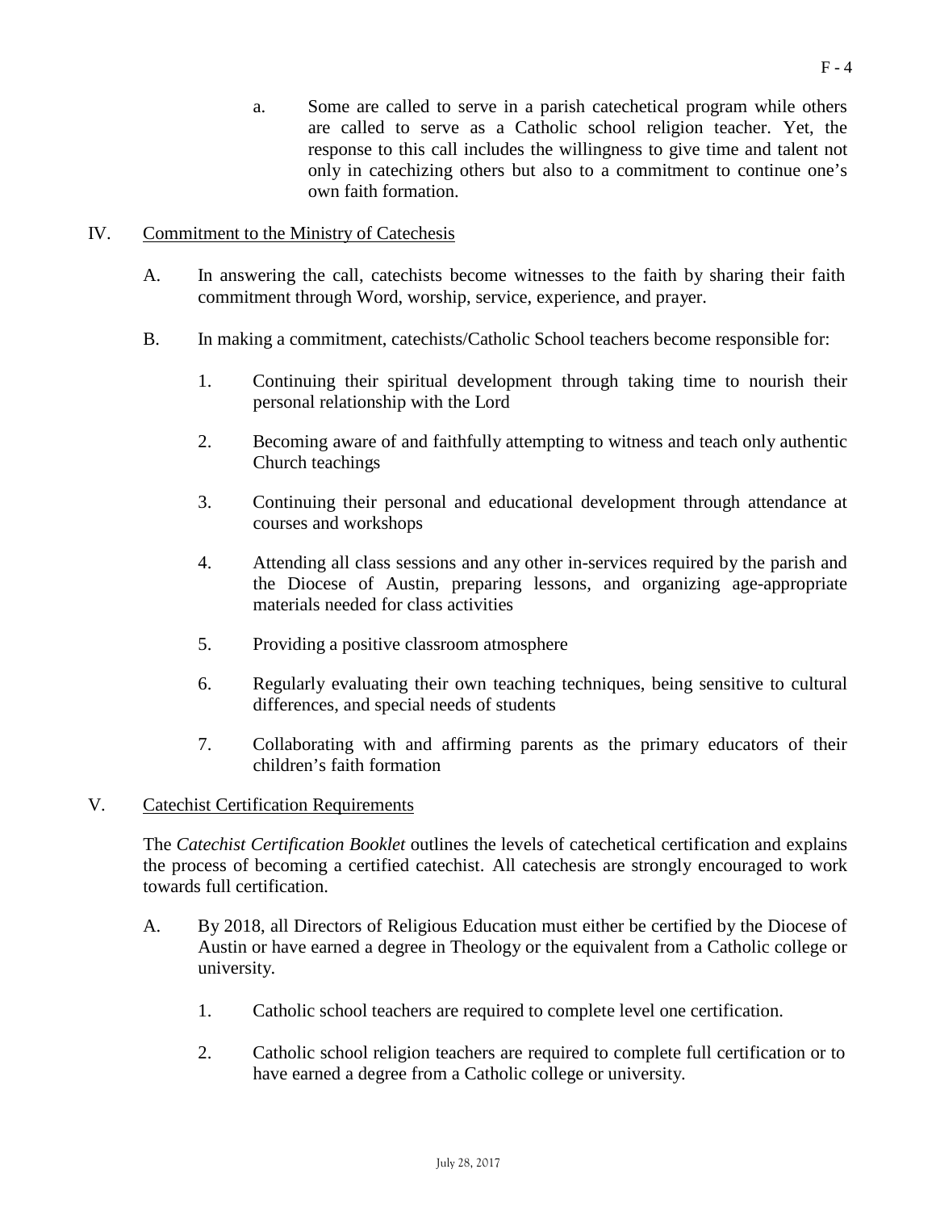a. Some are called to serve in a parish catechetical program while others are called to serve as a Catholic school religion teacher. Yet, the response to this call includes the willingness to give time and talent not only in catechizing others but also to a commitment to continue one's own faith formation.

IV. Commitment to the Ministry of Catechesis

A. In answering the call, catechists become witnesses to the faith by sharing their faith commitment through Word, worship, service, experience, and prayer.

B. In making a commitment, catechists/Catholic School teachers become responsible for:

1. Continuing their spiritual development through taking time to nourish their personal relationship with the Lord

2. Becoming aware of and faithfully attempting to witness and teach only authentic Church teachings

3. Continuing their personal and educational development through attendance at courses and workshops

4. Attending all class sessions and any other in-services required by the parish and the Diocese of Austin, preparing lessons, and organizing age-appropriate materials needed for class activities

5. Providing a positive classroom atmosphere

6. Regularly evaluating their own teaching techniques, being sensitive to cultural differences, and special needs of students

7. Collaborating with and affirming parents as the primary educators of their children's faith formation

V. Catechist Certification Requirements

The *Catechist Certification Booklet* outlines the levels of catechetical certification and explains the process of becoming a certified catechist. All catechesis are strongly encouraged to work towards full certification.

A. By 2018, all Directors of Religious Education must either be certified by the Diocese of Austin or have earned a degree in Theology or the equivalent from a Catholic college or university.

1. Catholic school teachers are required to complete level one certification.

2. Catholic school religion teachers are required to complete full certification or to have earned a degree from a Catholic college or university.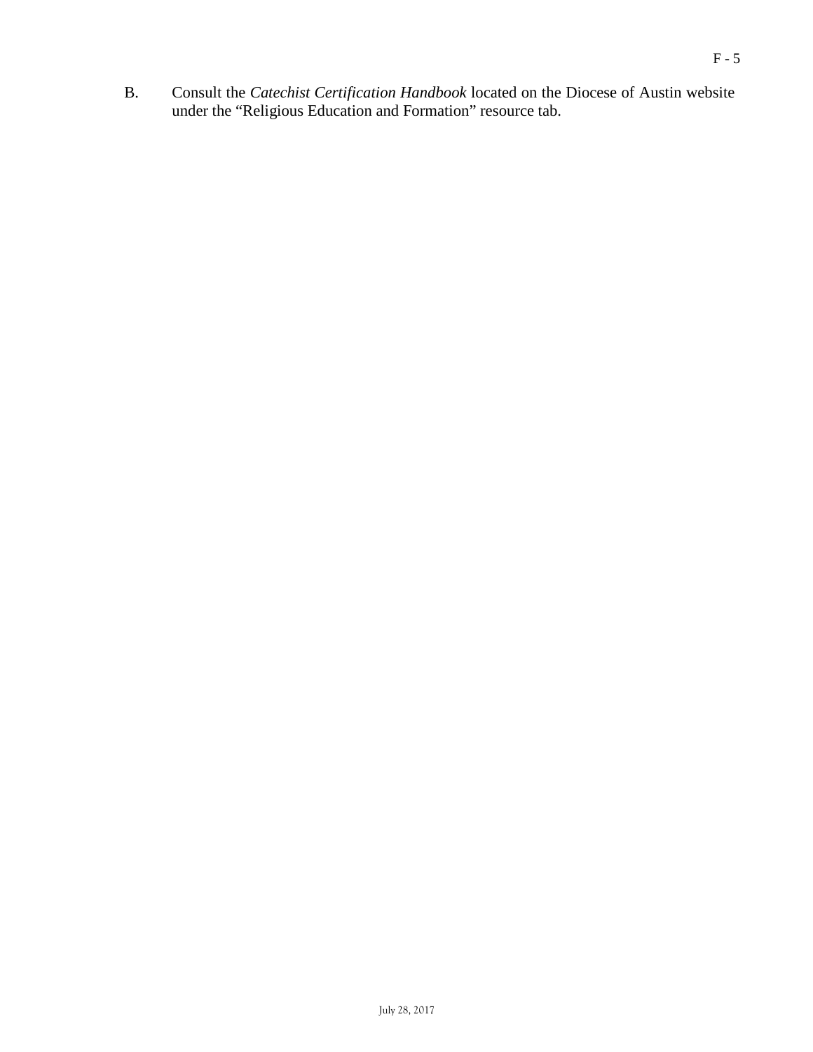B. Consult the *Catechist Certification Handbook* located on the Diocese of Austin website under the "Religious Education and Formation" resource tab.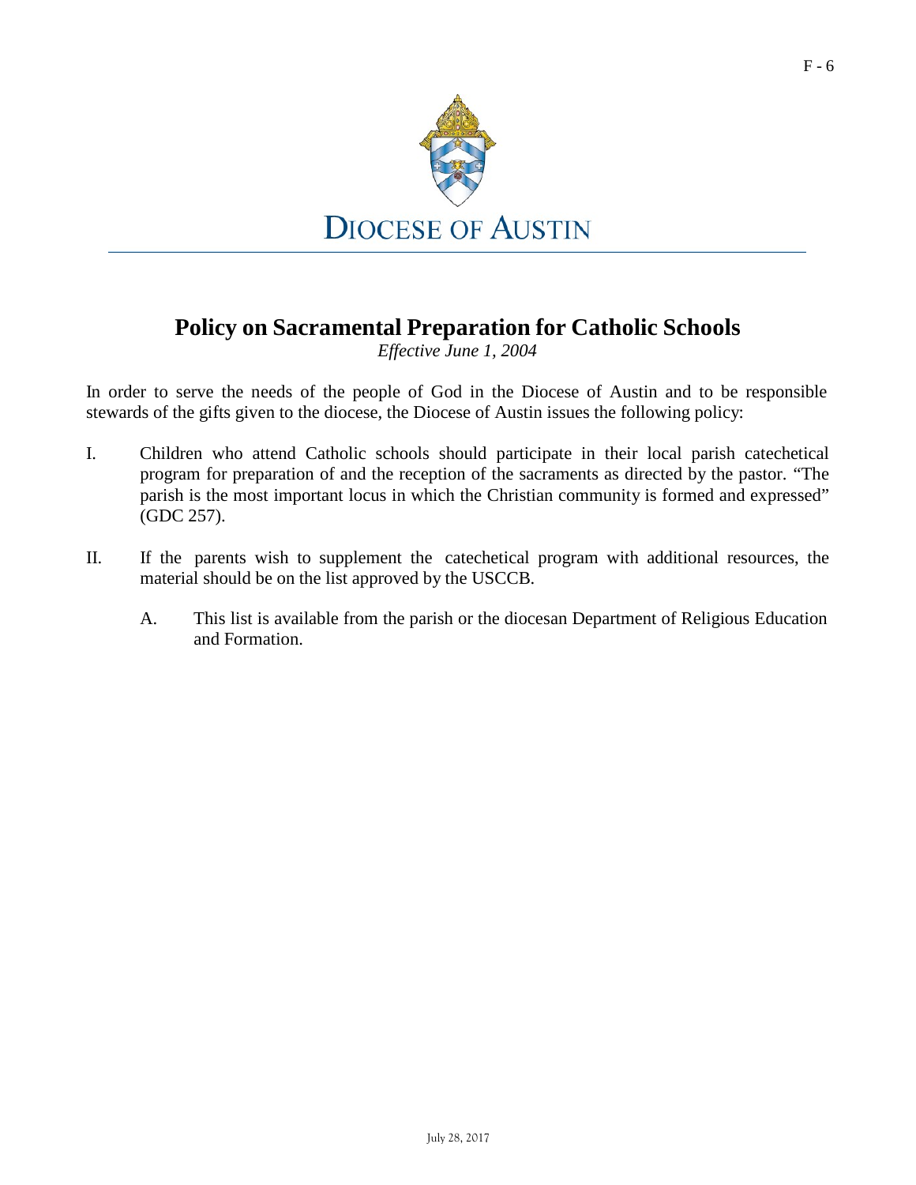DIOCESE OF AUSTIN

# Policy on Sacramental Preparation for Catholic Schools

*Effective June 1, 2004*

In order to serve the needs of the people of God in the Diocese of Austin and to be responsible stewards of the gifts given to the diocese, the Diocese of Austin issues the following policy:

I. Children who attend Catholic schools should participate in their local parish catechetical program for preparation of and the reception of the sacraments as directed by the pastor. "The parish is the most important locus in which the Christian community is formed and expressed" (GDC 257).

II. If the parents wish to supplement the catechetical program with additional resources, the material should be on the list approved by the USCCB.

   A. This list is available from the parish or the diocesan Department of Religious Education and Formation.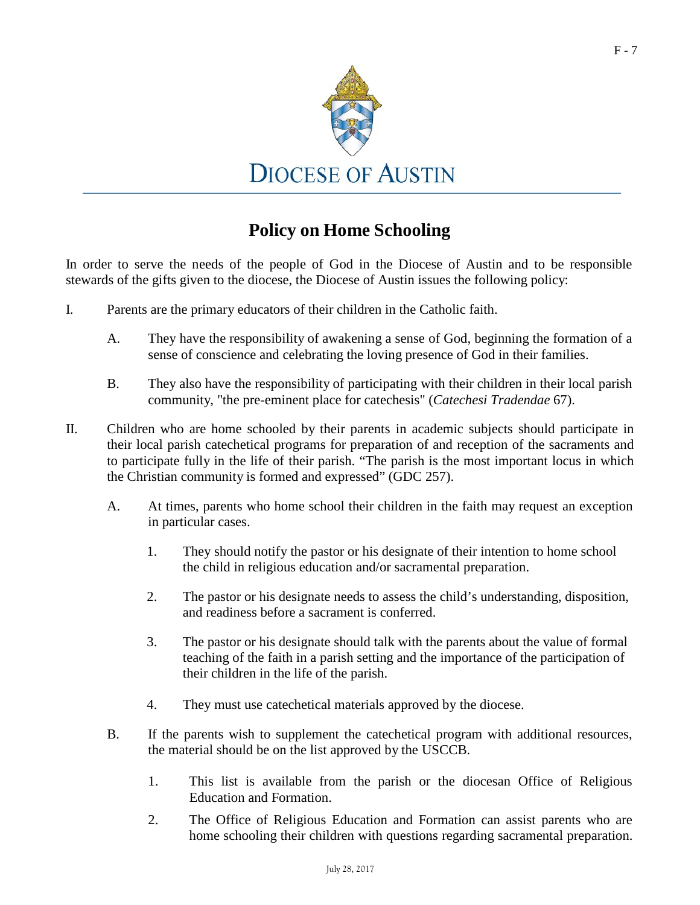# Policy on Home Schooling

In order to serve the needs of the people of God in the Diocese of Austin and to be responsible stewards of the gifts given to the diocese, the Diocese of Austin issues the following policy:

I. Parents are the primary educators of their children in the Catholic faith.

   A. They have the responsibility of awakening a sense of God, beginning the formation of a sense of conscience and celebrating the loving presence of God in their families.

   B. They also have the responsibility of participating with their children in their local parish community, "the pre-eminent place for catechesis" (*Catechesi Tradendae* 67).

II. Children who are home schooled by their parents in academic subjects should participate in their local parish catechetical programs for preparation of and reception of the sacraments and to participate fully in the life of their parish. "The parish is the most important locus in which the Christian community is formed and expressed" (GDC 257).

   A. At times, parents who home school their children in the faith may request an exception in particular cases.

      1. They should notify the pastor or his designate of their intention to home school the child in religious education and/or sacramental preparation.

      2. The pastor or his designate needs to assess the child's understanding, disposition, and readiness before a sacrament is conferred.

      3. The pastor or his designate should talk with the parents about the value of formal teaching of the faith in a parish setting and the importance of the participation of their children in the life of the parish.

      4. They must use catechetical materials approved by the diocese.

   B. If the parents wish to supplement the catechetical program with additional resources, the material should be on the list approved by the USCCB.

      1. This list is available from the parish or the diocesan Office of Religious Education and Formation.

      2. The Office of Religious Education and Formation can assist parents who are home schooling their children with questions regarding sacramental preparation.

July 28, 2017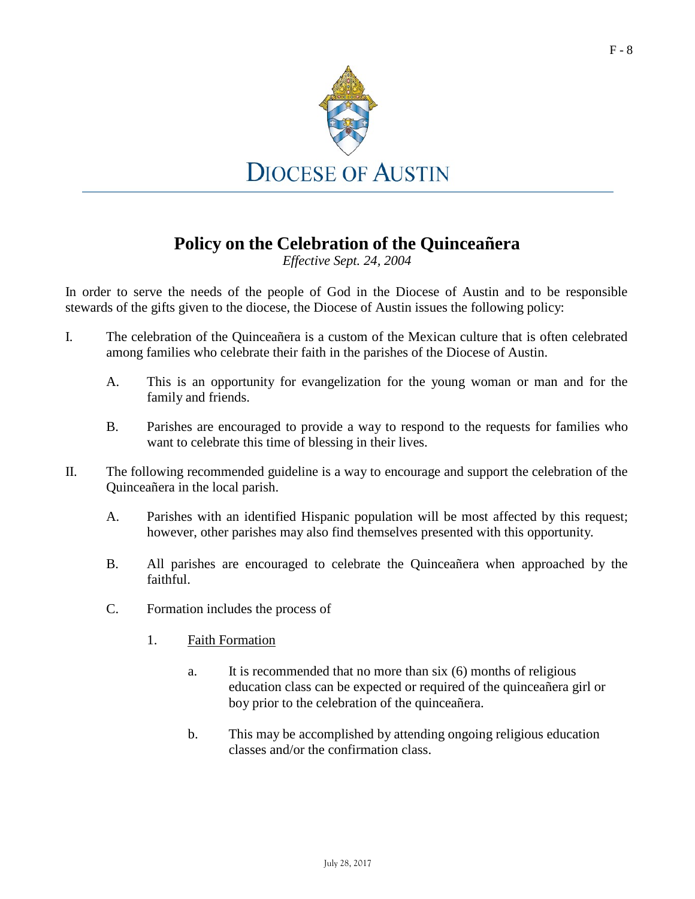DIOCESE OF AUSTIN

# Policy on the Celebration of the Quinceañera

*Effective Sept. 24, 2004*

In order to serve the needs of the people of God in the Diocese of Austin and to be responsible stewards of the gifts given to the diocese, the Diocese of Austin issues the following policy:

I. The celebration of the Quinceañera is a custom of the Mexican culture that is often celebrated among families who celebrate their faith in the parishes of the Diocese of Austin.

   A. This is an opportunity for evangelization for the young woman or man and for the family and friends.

   B. Parishes are encouraged to provide a way to respond to the requests for families who want to celebrate this time of blessing in their lives.

II. The following recommended guideline is a way to encourage and support the celebration of the Quinceañera in the local parish.

   A. Parishes with an identified Hispanic population will be most affected by this request; however, other parishes may also find themselves presented with this opportunity.

   B. All parishes are encouraged to celebrate the Quinceañera when approached by the faithful.

   C. Formation includes the process of

      1. <u>Faith Formation</u>

         a. It is recommended that no more than six (6) months of religious education class can be expected or required of the quinceañera girl or boy prior to the celebration of the quinceañera.

         b. This may be accomplished by attending ongoing religious education classes and/or the confirmation class.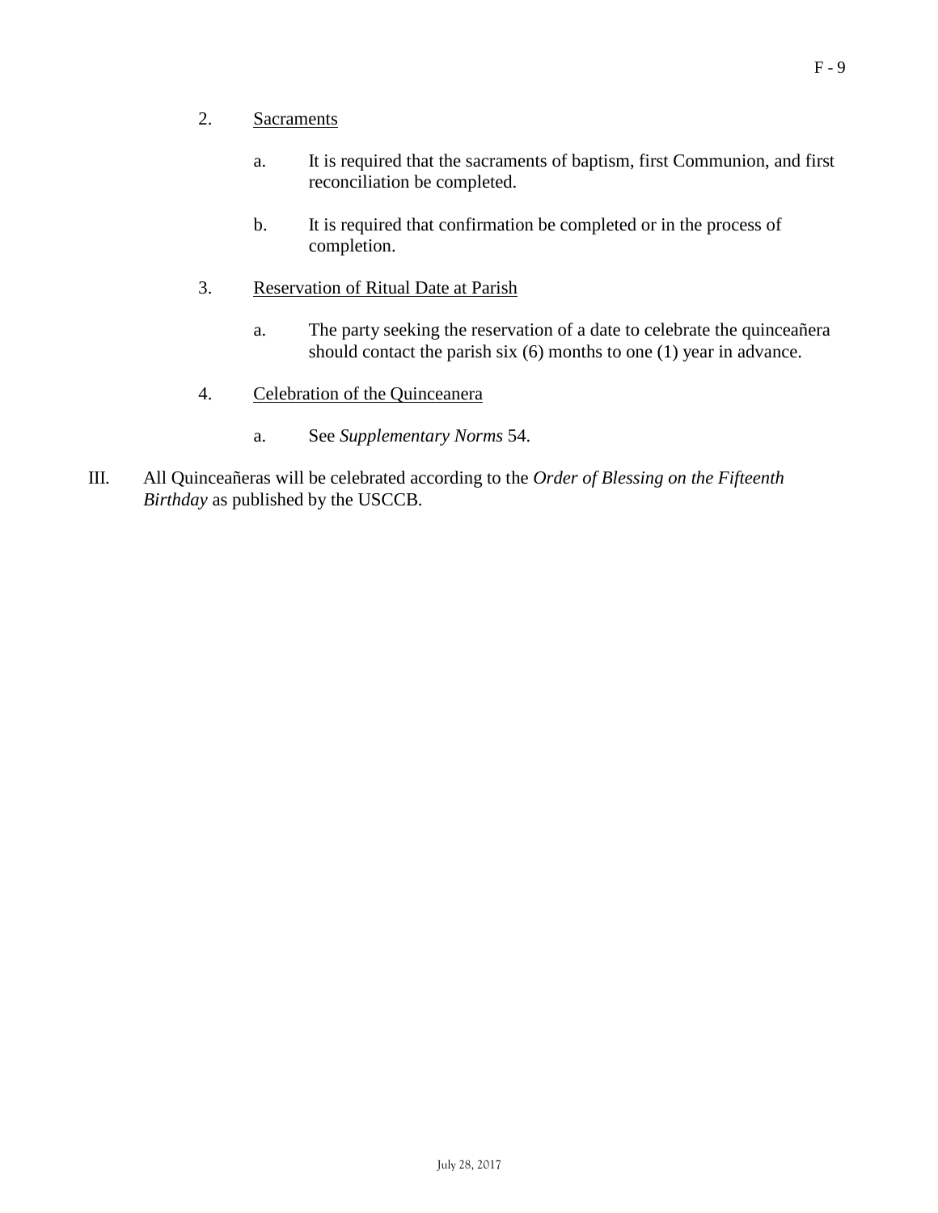2. <u>Sacraments</u>

   a. It is required that the sacraments of baptism, first Communion, and first reconciliation be completed.

   b. It is required that confirmation be completed or in the process of completion.

3. <u>Reservation of Ritual Date at Parish</u>

   a. The party seeking the reservation of a date to celebrate the quinceañera should contact the parish six (6) months to one (1) year in advance.

4. <u>Celebration of the Quinceanera</u>

   a. See *Supplementary Norms* 54.

III. All Quinceañeras will be celebrated according to the *Order of Blessing on the Fifteenth Birthday* as published by the USCCB.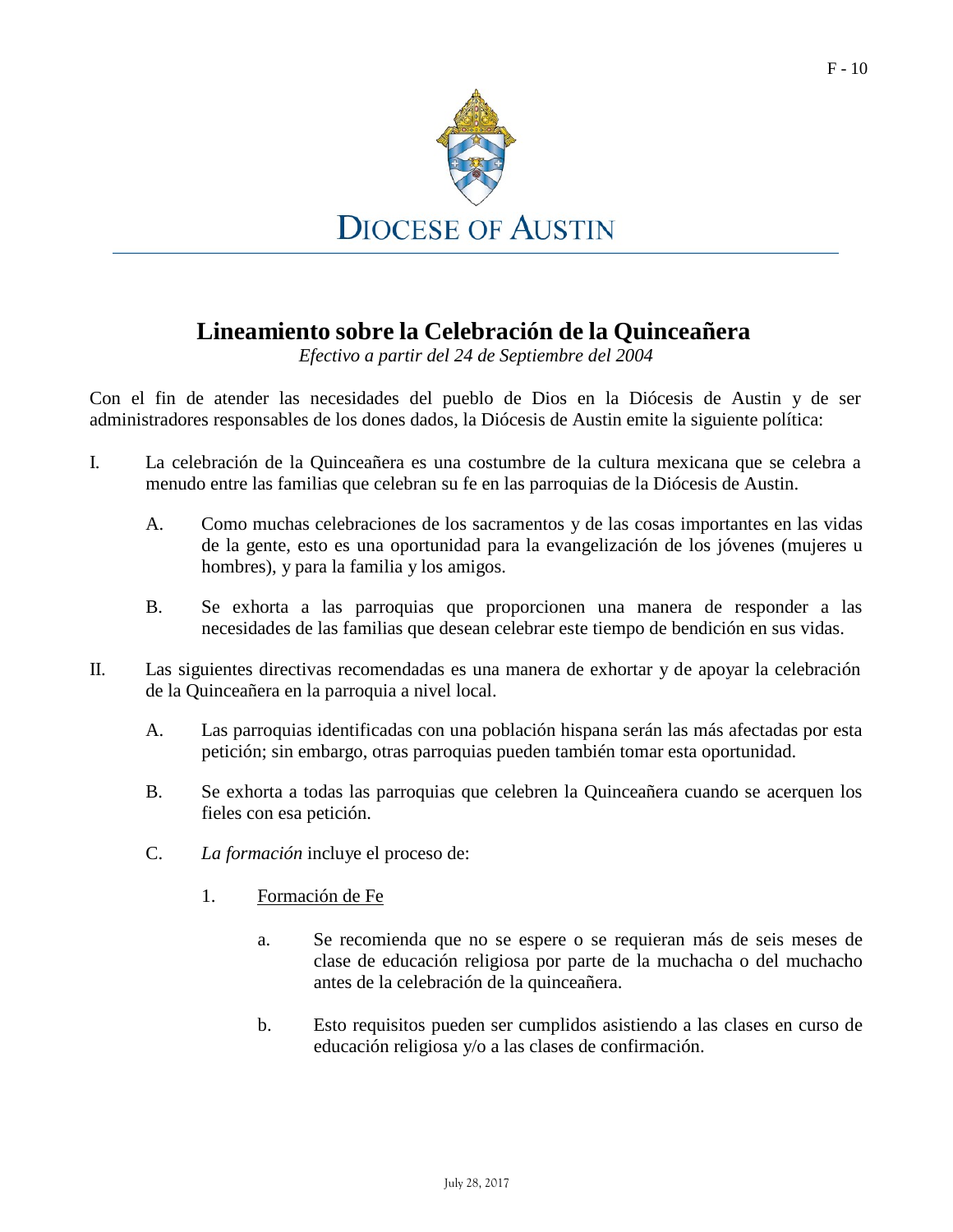DIOCESE OF AUSTIN

# Lineamiento sobre la Celebración de la Quinceañera

*Efectivo a partir del 24 de Septiembre del 2004*

Con el fin de atender las necesidades del pueblo de Dios en la Diócesis de Austin y de ser administradores responsables de los dones dados, la Diócesis de Austin emite la siguiente política:

I. La celebración de la Quinceañera es una costumbre de la cultura mexicana que se celebra a menudo entre las familias que celebran su fe en las parroquias de la Diócesis de Austin.

   A. Como muchas celebraciones de los sacramentos y de las cosas importantes en las vidas de la gente, esto es una oportunidad para la evangelización de los jóvenes (mujeres u hombres), y para la familia y los amigos.

   B. Se exhorta a las parroquias que proporcionen una manera de responder a las necesidades de las familias que desean celebrar este tiempo de bendición en sus vidas.

II. Las siguientes directivas recomendadas es una manera de exhortar y de apoyar la celebración de la Quinceañera en la parroquia a nivel local.

   A. Las parroquias identificadas con una población hispana serán las más afectadas por esta petición; sin embargo, otras parroquias pueden también tomar esta oportunidad.

   B. Se exhorta a todas las parroquias que celebren la Quinceañera cuando se acerquen los fieles con esa petición.

   C. *La formación* incluye el proceso de:

      1. Formación de Fe

         a. Se recomienda que no se espere o se requieran más de seis meses de clase de educación religiosa por parte de la muchacha o del muchacho antes de la celebración de la quinceañera.

         b. Esto requisitos pueden ser cumplidos asistiendo a las clases en curso de educación religiosa y/o a las clases de confirmación.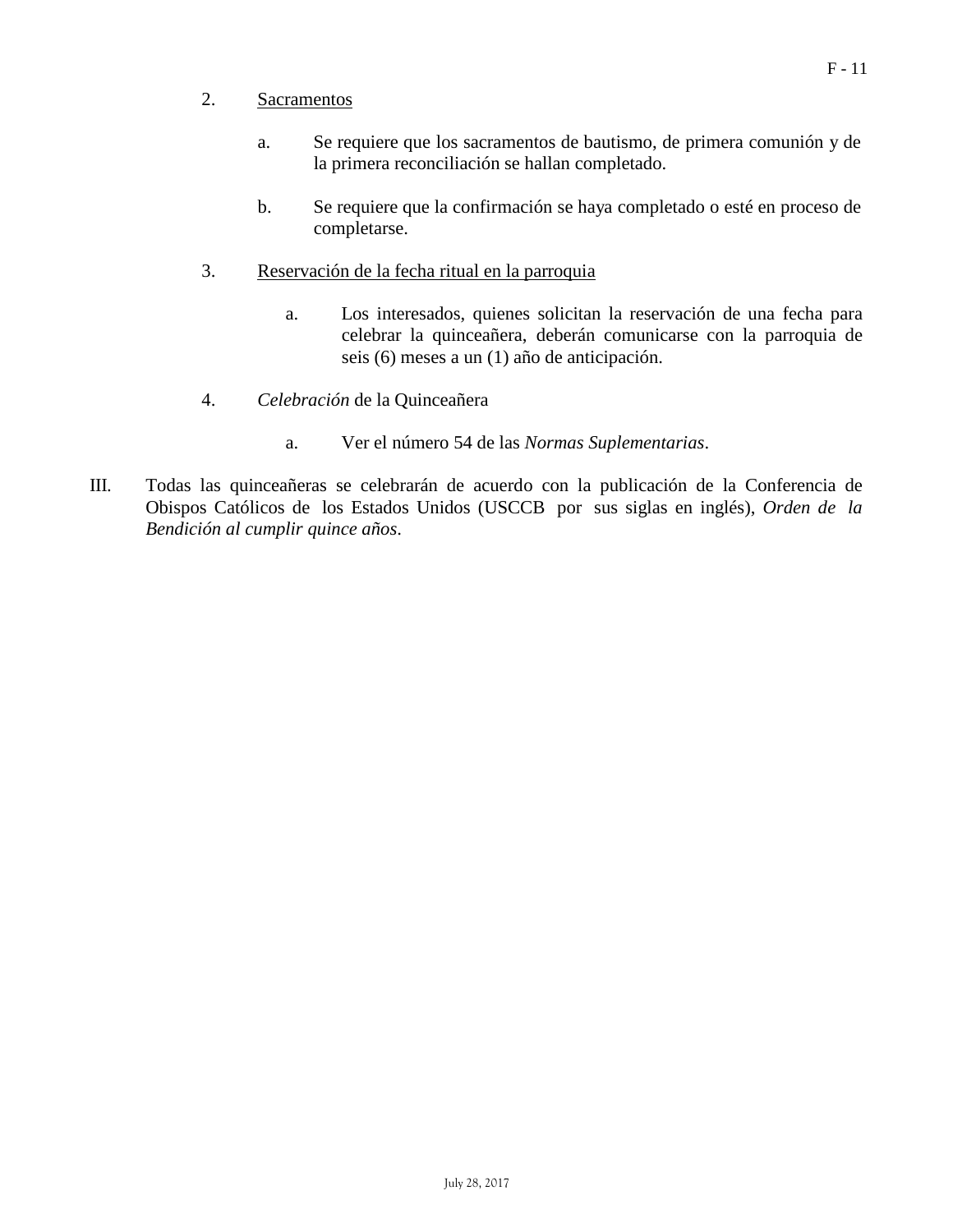2. <u>Sacramentos</u>

    a. Se requiere que los sacramentos de bautismo, de primera comunión y de la primera reconciliación se hallan completado.

    b. Se requiere que la confirmación se haya completado o esté en proceso de completarse.

3. <u>Reservación de la fecha ritual en la parroquia</u>

    a. Los interesados, quienes solicitan la reservación de una fecha para celebrar la quinceañera, deberán comunicarse con la parroquia de seis (6) meses a un (1) año de anticipación.

4. *Celebración* de la Quinceañera

    a. Ver el número 54 de las *Normas Suplementarias*.

III. Todas las quinceañeras se celebrarán de acuerdo con la publicación de la Conferencia de Obispos Católicos de los Estados Unidos (USCCB por sus siglas en inglés), *Orden de la Bendición al cumplir quince años*.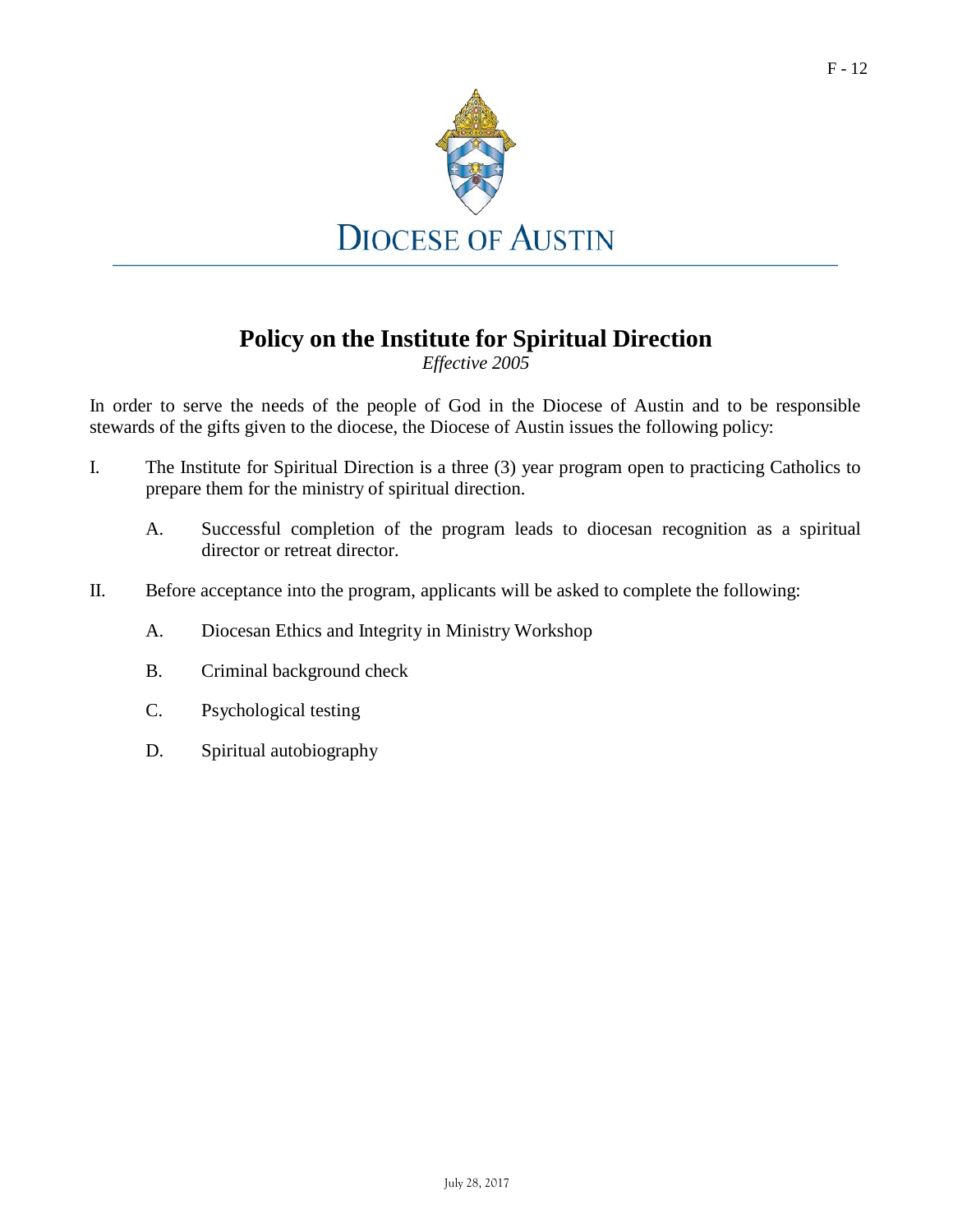DIOCESE OF AUSTIN

# Policy on the Institute for Spiritual Direction

*Effective 2005*

In order to serve the needs of the people of God in the Diocese of Austin and to be responsible stewards of the gifts given to the diocese, the Diocese of Austin issues the following policy:

I. The Institute for Spiritual Direction is a three (3) year program open to practicing Catholics to prepare them for the ministry of spiritual direction.

   A. Successful completion of the program leads to diocesan recognition as a spiritual director or retreat director.

II. Before acceptance into the program, applicants will be asked to complete the following:

   A. Diocesan Ethics and Integrity in Ministry Workshop

   B. Criminal background check

   C. Psychological testing

   D. Spiritual autobiography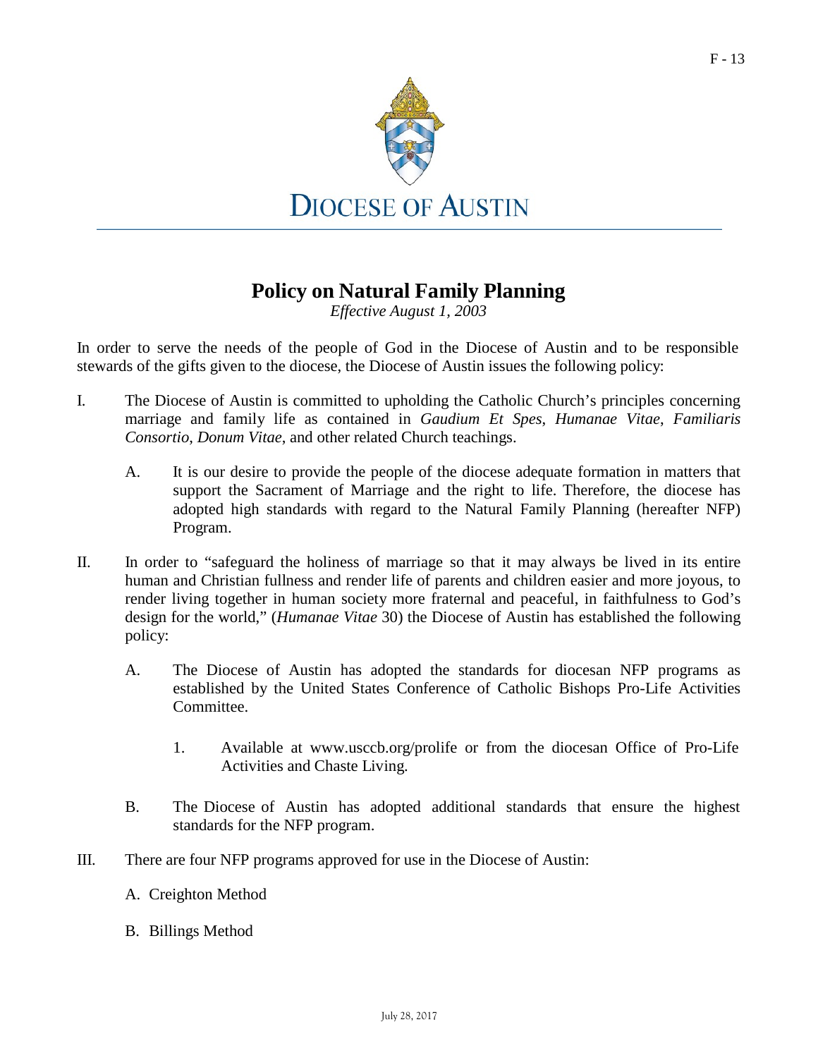DIOCESE OF AUSTIN

# Policy on Natural Family Planning

*Effective August 1, 2003*

In order to serve the needs of the people of God in the Diocese of Austin and to be responsible stewards of the gifts given to the diocese, the Diocese of Austin issues the following policy:

I. The Diocese of Austin is committed to upholding the Catholic Church's principles concerning marriage and family life as contained in *Gaudium Et Spes*, *Humanae Vitae*, *Familiaris Consortio*, *Donum Vitae*, and other related Church teachings.

   A. It is our desire to provide the people of the diocese adequate formation in matters that support the Sacrament of Marriage and the right to life. Therefore, the diocese has adopted high standards with regard to the Natural Family Planning (hereafter NFP) Program.

II. In order to "safeguard the holiness of marriage so that it may always be lived in its entire human and Christian fullness and render life of parents and children easier and more joyous, to render living together in human society more fraternal and peaceful, in faithfulness to God's design for the world," (*Humanae Vitae* 30) the Diocese of Austin has established the following policy:

   A. The Diocese of Austin has adopted the standards for diocesan NFP programs as established by the United States Conference of Catholic Bishops Pro-Life Activities Committee.

      1. Available at www.usccb.org/prolife or from the diocesan Office of Pro-Life Activities and Chaste Living.

   B. The Diocese of Austin has adopted additional standards that ensure the highest standards for the NFP program.

III. There are four NFP programs approved for use in the Diocese of Austin:

   A. Creighton Method

   B. Billings Method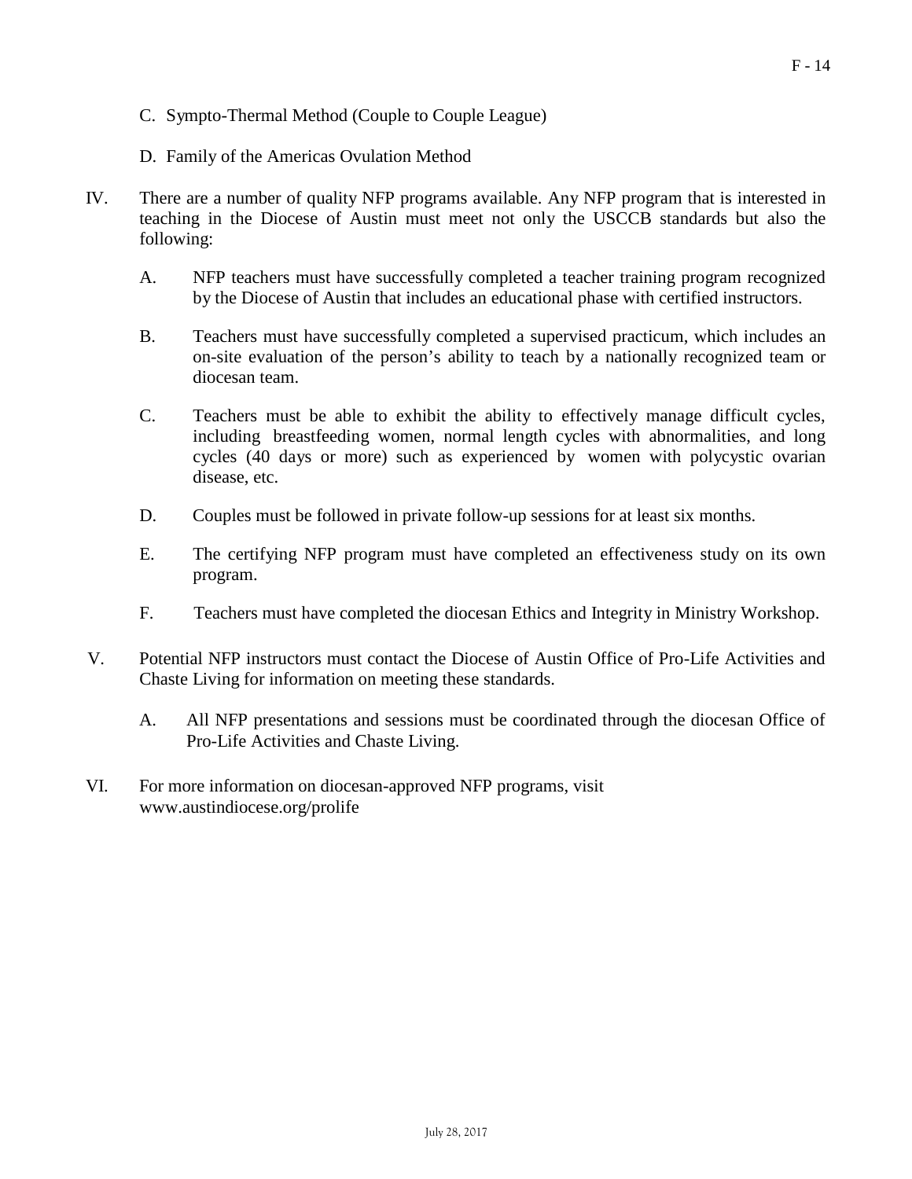C. Sympto-Thermal Method (Couple to Couple League)

D. Family of the Americas Ovulation Method

IV. There are a number of quality NFP programs available. Any NFP program that is interested in teaching in the Diocese of Austin must meet not only the USCCB standards but also the following:

   A. NFP teachers must have successfully completed a teacher training program recognized by the Diocese of Austin that includes an educational phase with certified instructors.

   B. Teachers must have successfully completed a supervised practicum, which includes an on-site evaluation of the person's ability to teach by a nationally recognized team or diocesan team.

   C. Teachers must be able to exhibit the ability to effectively manage difficult cycles, including breastfeeding women, normal length cycles with abnormalities, and long cycles (40 days or more) such as experienced by women with polycystic ovarian disease, etc.

   D. Couples must be followed in private follow-up sessions for at least six months.

   E. The certifying NFP program must have completed an effectiveness study on its own program.

   F. Teachers must have completed the diocesan Ethics and Integrity in Ministry Workshop.

V. Potential NFP instructors must contact the Diocese of Austin Office of Pro-Life Activities and Chaste Living for information on meeting these standards.

   A. All NFP presentations and sessions must be coordinated through the diocesan Office of Pro-Life Activities and Chaste Living.

VI. For more information on diocesan-approved NFP programs, visit www.austindiocese.org/prolife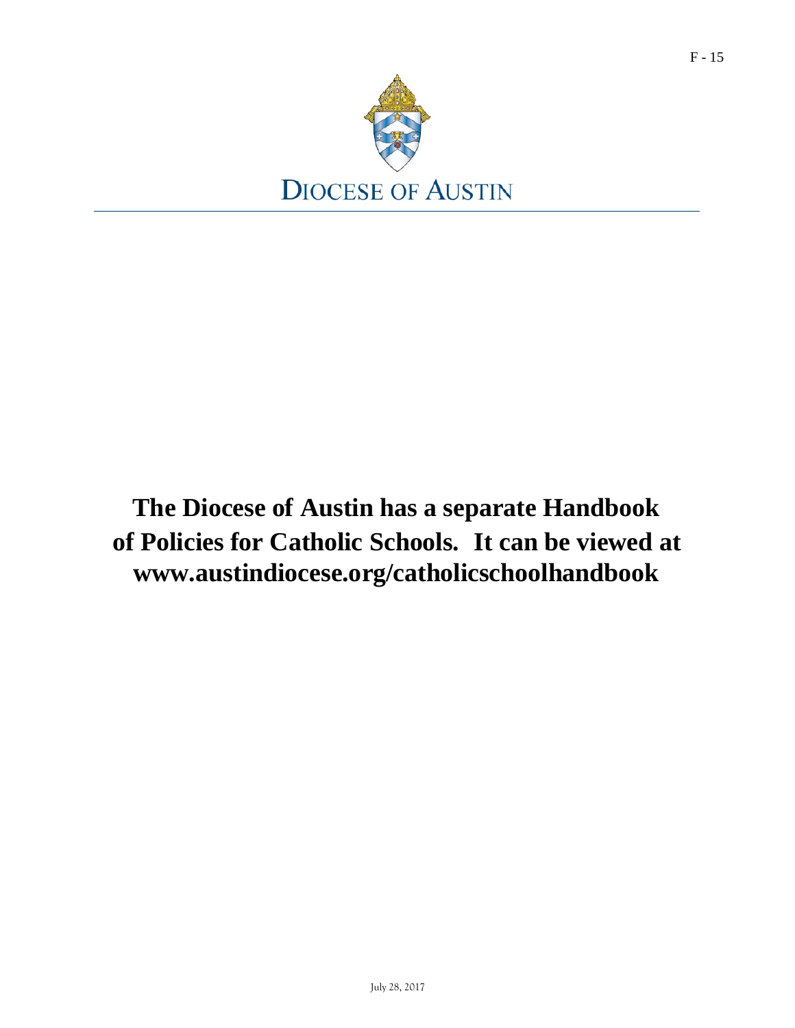DIOCESE OF AUSTIN

**The Diocese of Austin has a separate Handbook of Policies for Catholic Schools. It can be viewed at www.austindiocese.org/catholicschoolhandbook**